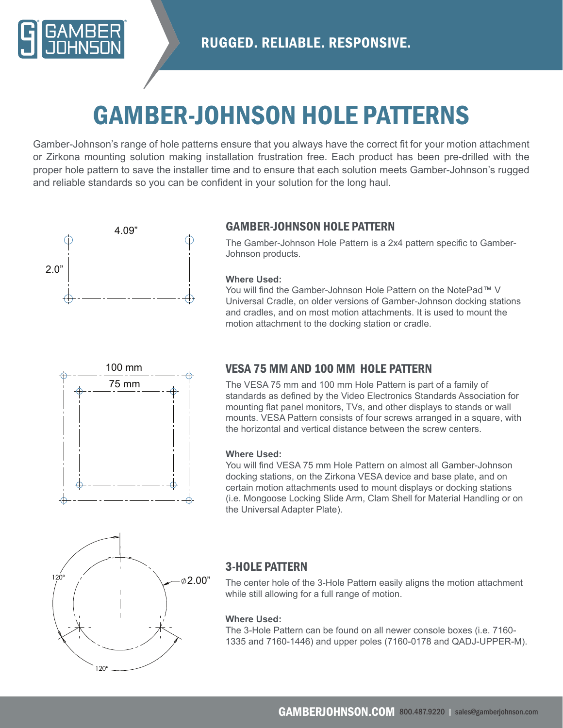# GAMBER-JOHNSON HOLE PATTERNS

Gamber-Johnson's range of hole patterns ensure that you always have the correct fit for your motion attachment or Zirkona mounting solution making installation frustration free. Each product has been pre-drilled with the proper hole pattern to save the installer time and to ensure that each solution meets Gamber-Johnson's rugged and reliable standards so you can be confident in your solution for the long haul.

4.09"

2.0"

## GAMBER-JOHNSON HOLE PATTERN

The Gamber-Johnson Hole Pattern is a 2x4 pattern specific to Gamber-Johnson products.

**Where Used:**
You will find the Gamber-Johnson Hole Pattern on the NotePad™ V Universal Cradle, on older versions of Gamber-Johnson docking stations and cradles, and on most motion attachments. It is used to mount the motion attachment to the docking station or cradle.

100 mm

75 mm

## VESA 75 MM AND 100 MM HOLE PATTERN

The VESA 75 mm and 100 mm Hole Pattern is part of a family of standards as defined by the Video Electronics Standards Association for mounting flat panel monitors, TVs, and other displays to stands or wall mounts. VESA Pattern consists of four screws arranged in a square, with the horizontal and vertical distance between the screw centers.

**Where Used:**
You will find VESA 75 mm Hole Pattern on almost all Gamber-Johnson docking stations, on the Zirkona VESA device and base plate, and on certain motion attachments used to mount displays or docking stations (i.e. Mongoose Locking Slide Arm, Clam Shell for Material Handling or on the Universal Adapter Plate).

120°

⌀2.00"

120°

## 3-HOLE PATTERN

The center hole of the 3-Hole Pattern easily aligns the motion attachment while still allowing for a full range of motion.

**Where Used:**
The 3-Hole Pattern can be found on all newer console boxes (i.e. 7160-1335 and 7160-1446) and upper poles (7160-0178 and QADJ-UPPER-M).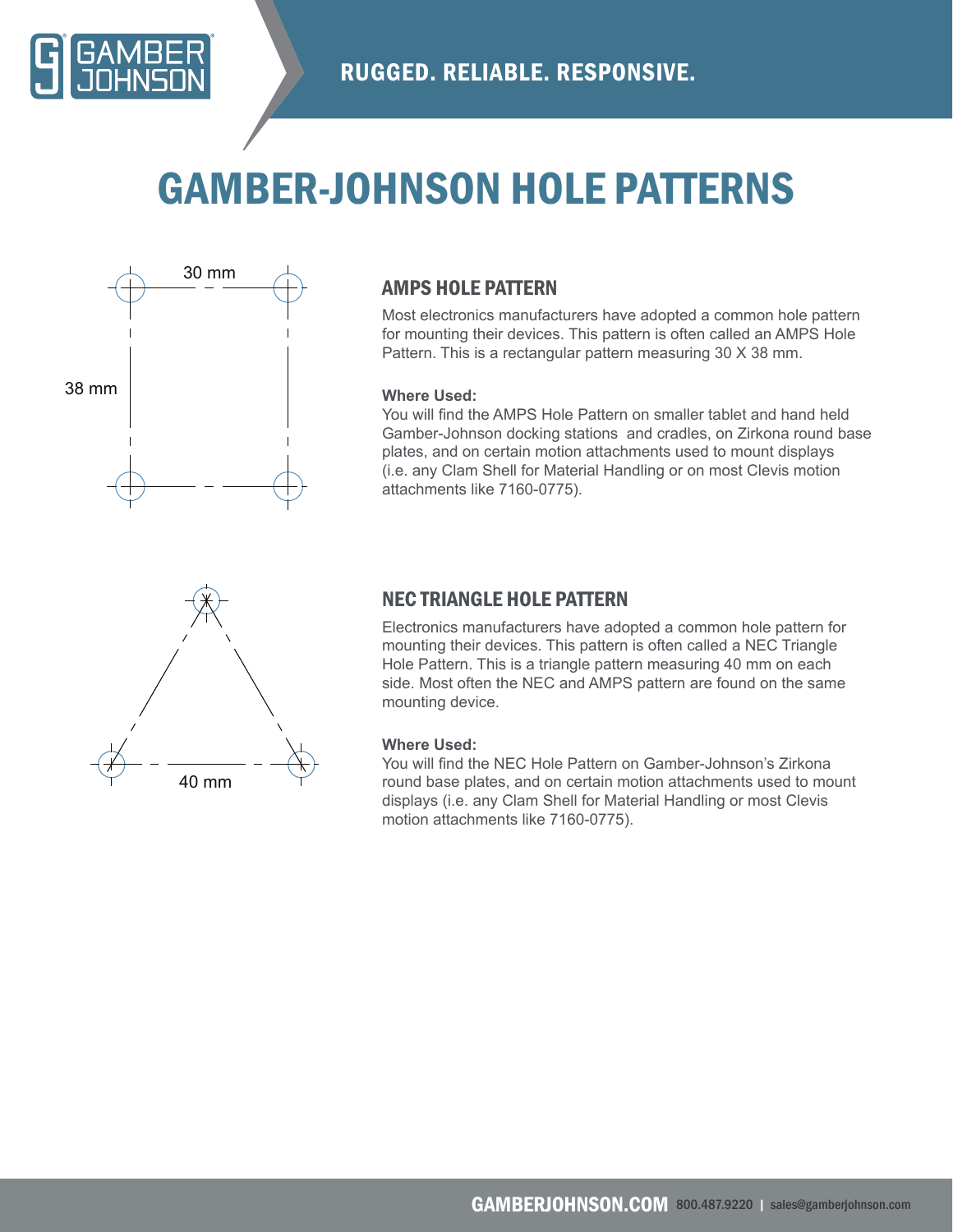# GAMBER-JOHNSON HOLE PATTERNS

30 mm

38 mm

## AMPS HOLE PATTERN

Most electronics manufacturers have adopted a common hole pattern for mounting their devices. This pattern is often called an AMPS Hole Pattern. This is a rectangular pattern measuring 30 X 38 mm.

**Where Used:**
You will find the AMPS Hole Pattern on smaller tablet and hand held Gamber-Johnson docking stations and cradles, on Zirkona round base plates, and on certain motion attachments used to mount displays (i.e. any Clam Shell for Material Handling or on most Clevis motion attachments like 7160-0775).

40 mm

## NEC TRIANGLE HOLE PATTERN

Electronics manufacturers have adopted a common hole pattern for mounting their devices. This pattern is often called a NEC Triangle Hole Pattern. This is a triangle pattern measuring 40 mm on each side. Most often the NEC and AMPS pattern are found on the same mounting device.

**Where Used:**
You will find the NEC Hole Pattern on Gamber-Johnson's Zirkona round base plates, and on certain motion attachments used to mount displays (i.e. any Clam Shell for Material Handling or most Clevis motion attachments like 7160-0775).